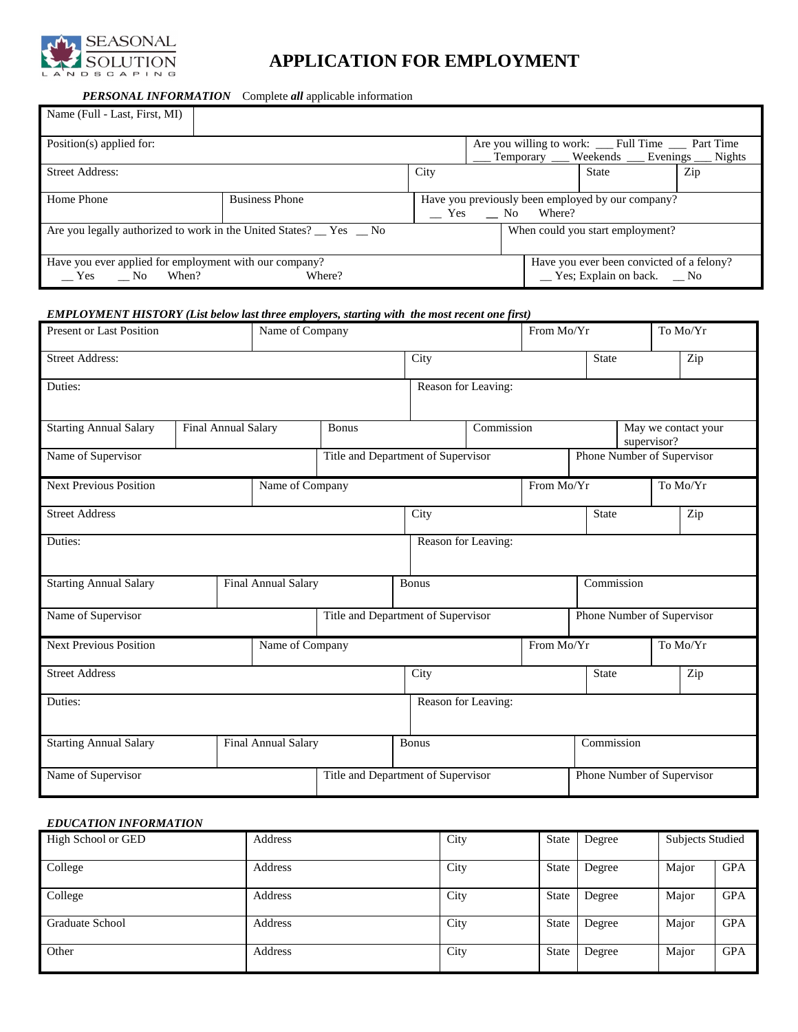SEASONAL SOLUTION LANDSCAPING

# APPLICATION FOR EMPLOYMENT

***PERSONAL INFORMATION*** Complete ***all*** applicable information

| Name (Full - Last, First, MI) | | | |
|---|---|---|---|
| Position(s) applied for: | | Are you willing to work: ___ Full Time ___ Part Time ___ Temporary ___ Weekends ___ Evenings ___ Nights | |
| Street Address: | City | State | Zip |
| Home Phone | Business Phone | Have you previously been employed by our company? __ Yes __ No Where? | |
| Are you legally authorized to work in the United States? __ Yes __ No | | When could you start employment? | |
| Have you ever applied for employment with our company? __ Yes __ No When? Where? | | Have you ever been convicted of a felony? __ Yes; Explain on back. __ No | |

***EMPLOYMENT HISTORY (List below last three employers, starting with the most recent one first)***

| Present or Last Position | Name of Company | From Mo/Yr | To Mo/Yr | |
|---|---|---|---|---|
| Street Address: | City | State | Zip | |
| Duties: | Reason for Leaving: | | | |
| Starting Annual Salary | Final Annual Salary | Bonus | Commission | May we contact your supervisor? |
| Name of Supervisor | Title and Department of Supervisor | Phone Number of Supervisor | | |
| Next Previous Position | Name of Company | From Mo/Yr | To Mo/Yr | |
| Street Address | City | State | Zip | |
| Duties: | Reason for Leaving: | | | |
| Starting Annual Salary | Final Annual Salary | Bonus | Commission | |
| Name of Supervisor | Title and Department of Supervisor | Phone Number of Supervisor | | |
| Next Previous Position | Name of Company | From Mo/Yr | To Mo/Yr | |
| Street Address | City | State | Zip | |
| Duties: | Reason for Leaving: | | | |
| Starting Annual Salary | Final Annual Salary | Bonus | Commission | |
| Name of Supervisor | Title and Department of Supervisor | Phone Number of Supervisor | | |

***EDUCATION INFORMATION***

| High School or GED | Address | City | State | Degree | Subjects Studied | |
|---|---|---|---|---|---|---|
| College | Address | City | State | Degree | Major | GPA |
| College | Address | City | State | Degree | Major | GPA |
| Graduate School | Address | City | State | Degree | Major | GPA |
| Other | Address | City | State | Degree | Major | GPA |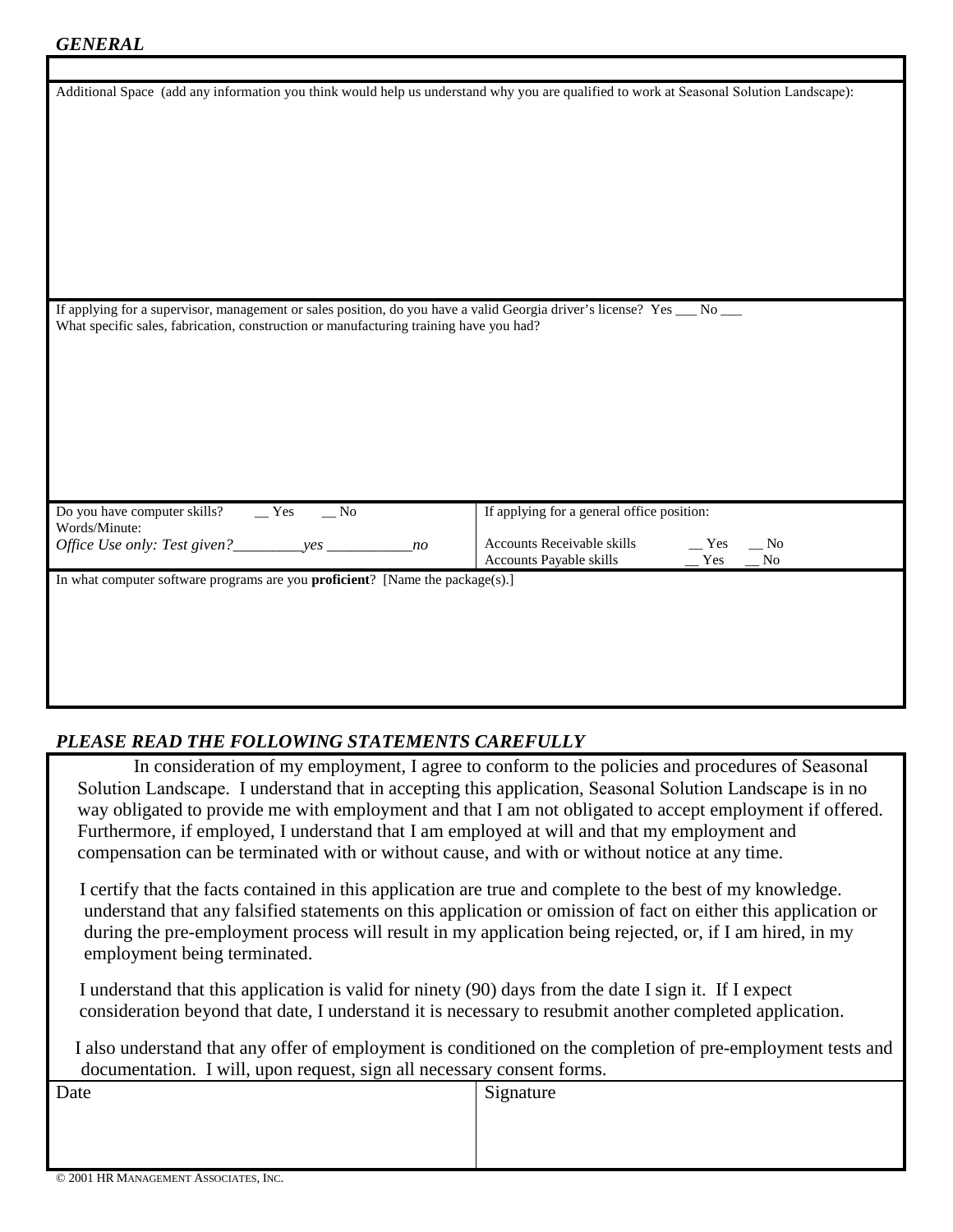### *GENERAL*

Additional Space (add any information you think would help us understand why you are qualified to work at Seasonal Solution Landscape):

If applying for a supervisor, management or sales position, do you have a valid Georgia driver's license? Yes ___ No ___

What specific sales, fabrication, construction or manufacturing training have you had?

| | |
|---|---|
| Do you have computer skills? __ Yes __ No<br>Words/Minute:<br>*Office Use only: Test given?_________yes ___________no* | If applying for a general office position:<br>Accounts Receivable skills __ Yes __ No<br>Accounts Payable skills __ Yes __ No |

In what computer software programs are you **proficient**? [Name the package(s).]

### *PLEASE READ THE FOLLOWING STATEMENTS CAREFULLY*

In consideration of my employment, I agree to conform to the policies and procedures of Seasonal Solution Landscape. I understand that in accepting this application, Seasonal Solution Landscape is in no way obligated to provide me with employment and that I am not obligated to accept employment if offered. Furthermore, if employed, I understand that I am employed at will and that my employment and compensation can be terminated with or without cause, and with or without notice at any time.

I certify that the facts contained in this application are true and complete to the best of my knowledge. understand that any falsified statements on this application or omission of fact on either this application or during the pre-employment process will result in my application being rejected, or, if I am hired, in my employment being terminated.

I understand that this application is valid for ninety (90) days from the date I sign it. If I expect consideration beyond that date, I understand it is necessary to resubmit another completed application.

I also understand that any offer of employment is conditioned on the completion of pre-employment tests and documentation. I will, upon request, sign all necessary consent forms.

| Date | Signature |
|---|---|
| | |

© 2001 HR Management Associates, Inc.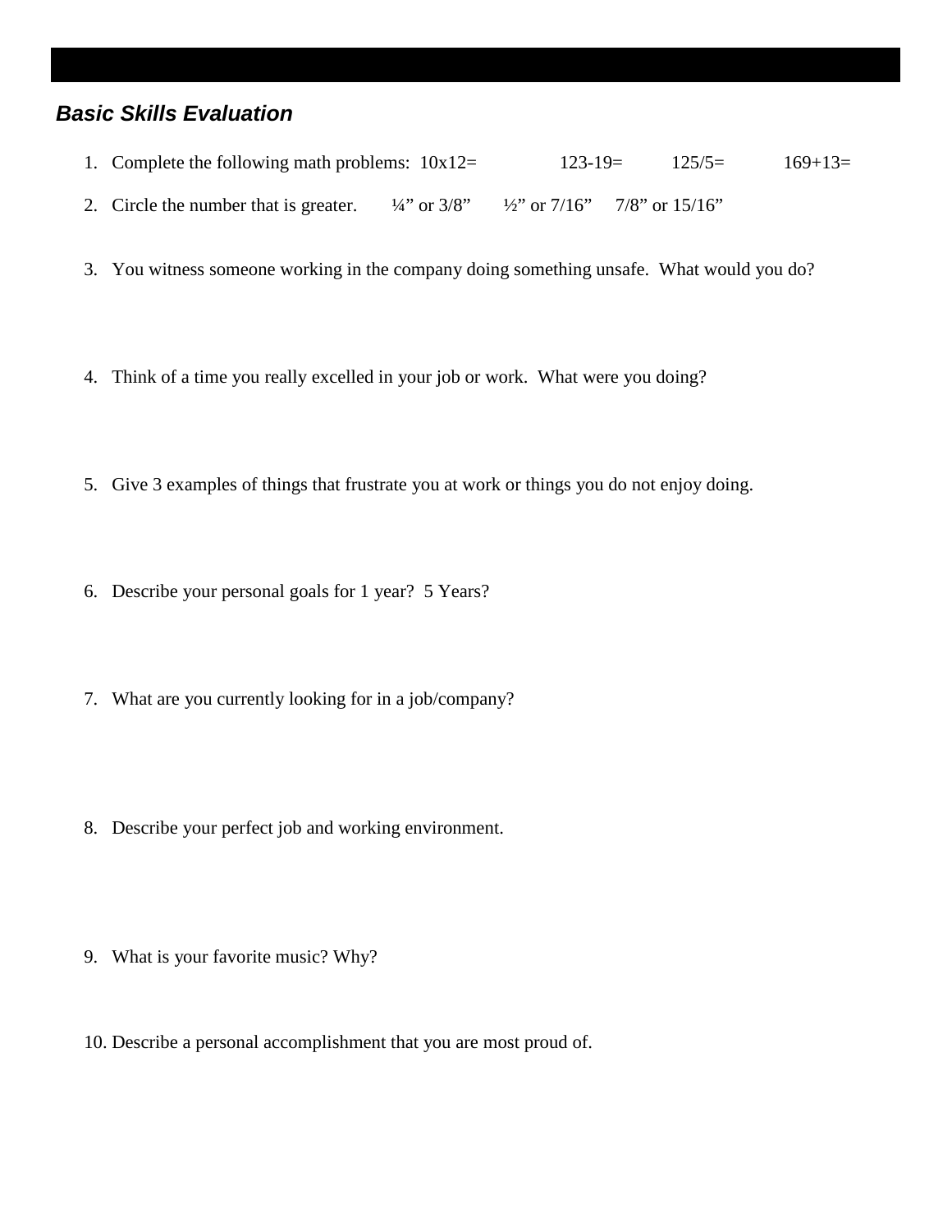## *Basic Skills Evaluation*

1. Complete the following math problems: 10x12= 123-19= 125/5= 169+13=
2. Circle the number that is greater. ¼” or 3/8” ½” or 7/16” 7/8” or 15/16”
3. You witness someone working in the company doing something unsafe. What would you do?
4. Think of a time you really excelled in your job or work. What were you doing?
5. Give 3 examples of things that frustrate you at work or things you do not enjoy doing.
6. Describe your personal goals for 1 year? 5 Years?
7. What are you currently looking for in a job/company?
8. Describe your perfect job and working environment.
9. What is your favorite music? Why?
10. Describe a personal accomplishment that you are most proud of.